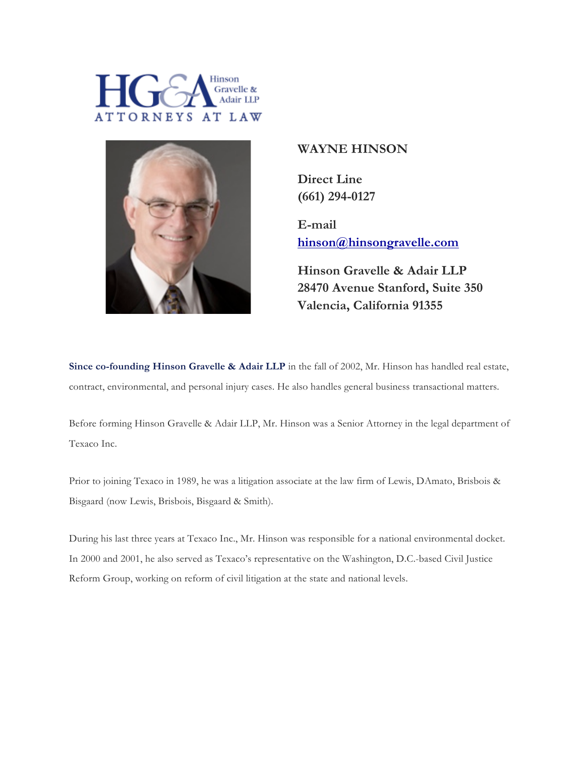HG&A Hinson Gravelle & Adair LLP

ATTORNEYS AT LAW

**WAYNE HINSON**

**Direct Line**
**(661) 294-0127**

**E-mail**
**[hinson@hinsongravelle.com](mailto:hinson@hinsongravelle.com)**

**Hinson Gravelle & Adair LLP**
**28470 Avenue Stanford, Suite 350**
**Valencia, California 91355**

**Since co-founding Hinson Gravelle & Adair LLP** in the fall of 2002, Mr. Hinson has handled real estate, contract, environmental, and personal injury cases. He also handles general business transactional matters.

Before forming Hinson Gravelle & Adair LLP, Mr. Hinson was a Senior Attorney in the legal department of Texaco Inc.

Prior to joining Texaco in 1989, he was a litigation associate at the law firm of Lewis, DAmato, Brisbois & Bisgaard (now Lewis, Brisbois, Bisgaard & Smith).

During his last three years at Texaco Inc., Mr. Hinson was responsible for a national environmental docket. In 2000 and 2001, he also served as Texaco's representative on the Washington, D.C.-based Civil Justice Reform Group, working on reform of civil litigation at the state and national levels.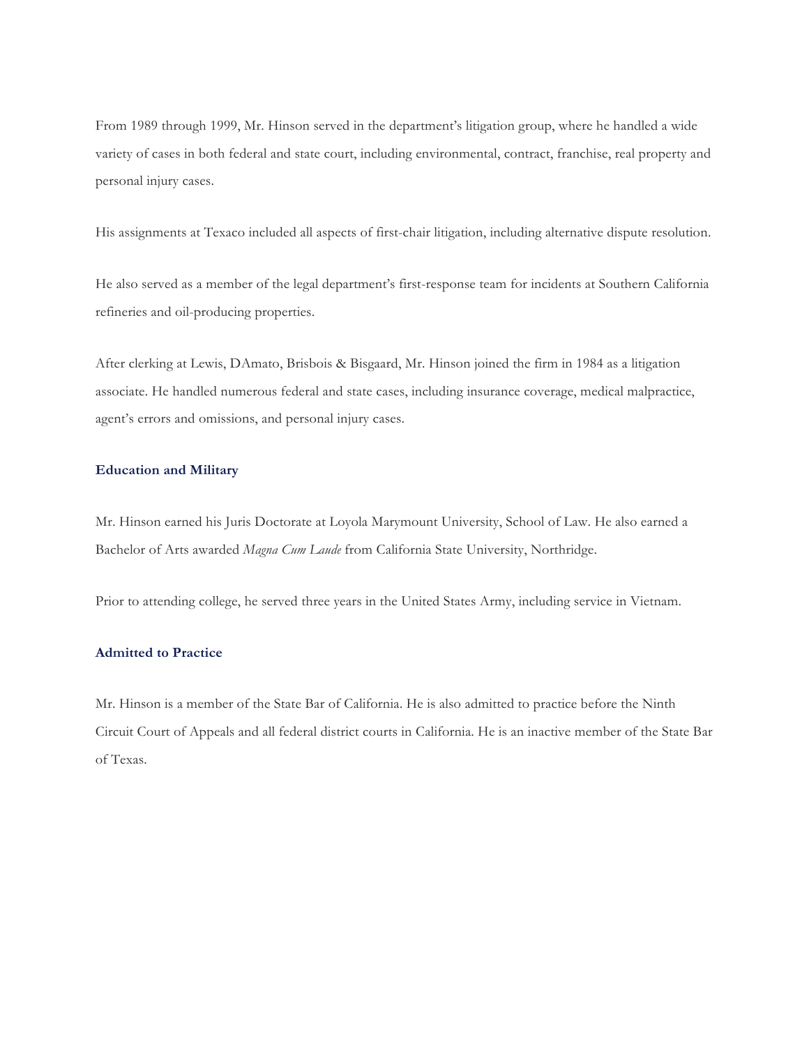From 1989 through 1999, Mr. Hinson served in the department's litigation group, where he handled a wide variety of cases in both federal and state court, including environmental, contract, franchise, real property and personal injury cases.

His assignments at Texaco included all aspects of first-chair litigation, including alternative dispute resolution.

He also served as a member of the legal department's first-response team for incidents at Southern California refineries and oil-producing properties.

After clerking at Lewis, DAmato, Brisbois & Bisgaard, Mr. Hinson joined the firm in 1984 as a litigation associate. He handled numerous federal and state cases, including insurance coverage, medical malpractice, agent's errors and omissions, and personal injury cases.

### Education and Military

Mr. Hinson earned his Juris Doctorate at Loyola Marymount University, School of Law. He also earned a Bachelor of Arts awarded *Magna Cum Laude* from California State University, Northridge.

Prior to attending college, he served three years in the United States Army, including service in Vietnam.

### Admitted to Practice

Mr. Hinson is a member of the State Bar of California. He is also admitted to practice before the Ninth Circuit Court of Appeals and all federal district courts in California. He is an inactive member of the State Bar of Texas.